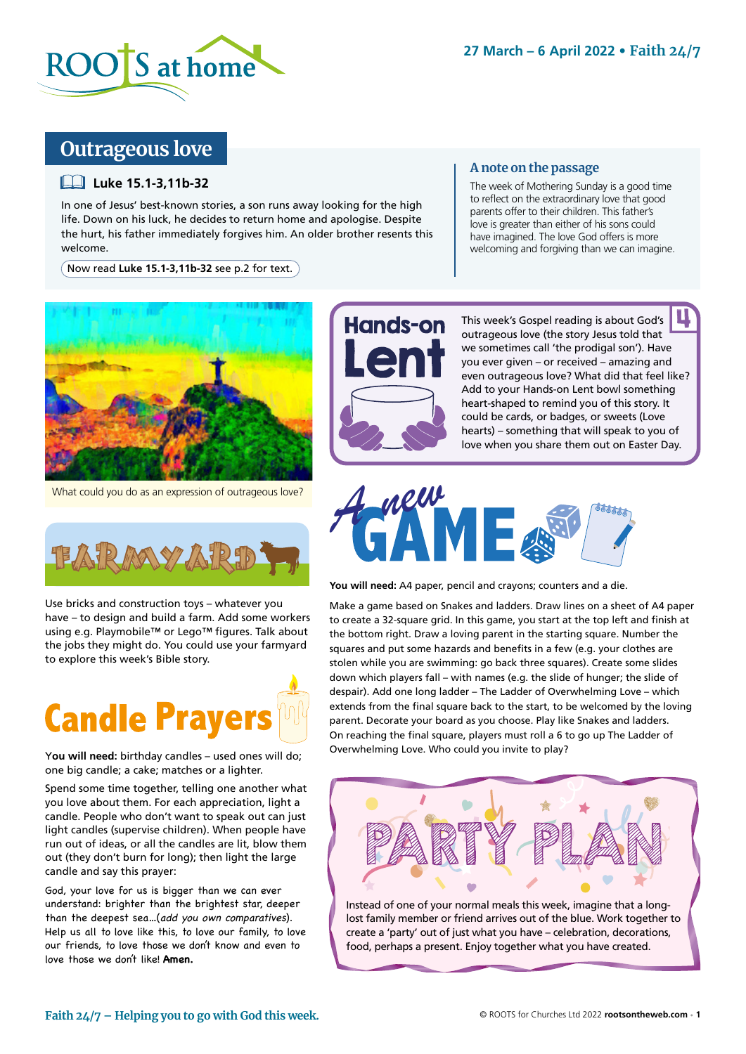# Outrageous love

**Luke 15.1-3,11b-32**

In one of Jesus' best-known stories, a son runs away looking for the high life. Down on his luck, he decides to return home and apologise. Despite the hurt, his father immediately forgives him. An older brother resents this welcome.

Now read **Luke 15.1-3,11b-32** see p.2 for text.

## A note on the passage

The week of Mothering Sunday is a good time to reflect on the extraordinary love that good parents offer to their children. This father's love is greater than either of his sons could have imagined. The love God offers is more welcoming and forgiving than we can imagine.

What could you do as an expression of outrageous love?

## Farmyard

Use bricks and construction toys – whatever you have – to design and build a farm. Add some workers using e.g. Playmobile™ or Lego™ figures. Talk about the jobs they might do. You could use your farmyard to explore this week's Bible story.

## Candle Prayers

**You will need:** birthday candles – used ones will do; one big candle; a cake; matches or a lighter.

Spend some time together, telling one another what you love about them. For each appreciation, light a candle. People who don't want to speak out can just light candles (supervise children). When people have run out of ideas, or all the candles are lit, blow them out (they don't burn for long); then light the large candle and say this prayer:

God, your love for us is bigger than we can ever understand: brighter than the brightest star, deeper than the deepest sea…(*add you own comparatives*). Help us all to love like this, to love our family, to love our friends, to love those we don't know and even to love those we don't like! **Amen.**

## Hands-on Lent

**4**

This week's Gospel reading is about God's outrageous love (the story Jesus told that we sometimes call 'the prodigal son'). Have you ever given – or received – amazing and even outrageous love? What did that feel like? Add to your Hands-on Lent bowl something heart-shaped to remind you of this story. It could be cards, or badges, or sweets (Love hearts) – something that will speak to you of love when you share them out on Easter Day.

## A new GAME

**You will need:** A4 paper, pencil and crayons; counters and a die.

Make a game based on Snakes and ladders. Draw lines on a sheet of A4 paper to create a 32-square grid. In this game, you start at the top left and finish at the bottom right. Draw a loving parent in the starting square. Number the squares and put some hazards and benefits in a few (e.g. your clothes are stolen while you are swimming: go back three squares). Create some slides down which players fall – with names (e.g. the slide of hunger; the slide of despair). Add one long ladder – The Ladder of Overwhelming Love – which extends from the final square back to the start, to be welcomed by the loving parent. Decorate your board as you choose. Play like Snakes and ladders. On reaching the final square, players must roll a 6 to go up The Ladder of Overwhelming Love. Who could you invite to play?

## Party Plan

Instead of one of your normal meals this week, imagine that a long-lost family member or friend arrives out of the blue. Work together to create a 'party' out of just what you have – celebration, decorations, food, perhaps a present. Enjoy together what you have created.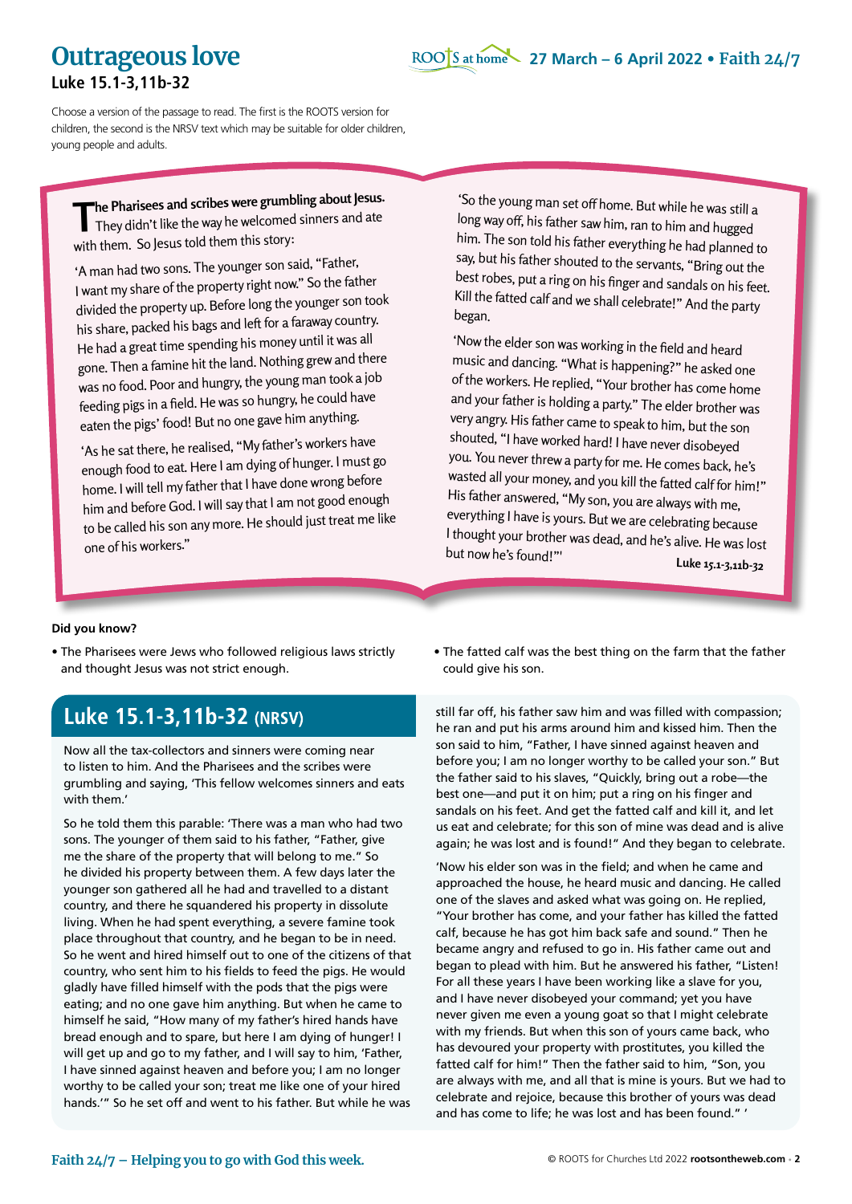# Outrageous love

**Luke 15.1-3,11b-32**

27 March – 6 April 2022 • Faith 24/7

Choose a version of the passage to read. The first is the ROOTS version for children, the second is the NRSV text which may be suitable for older children, young people and adults.

**The Pharisees and scribes were grumbling about Jesus.** They didn't like the way he welcomed sinners and ate with them. So Jesus told them this story:

'A man had two sons. The younger son said, "Father, I want my share of the property right now." So the father divided the property up. Before long the younger son took his share, packed his bags and left for a faraway country. He had a great time spending his money until it was all gone. Then a famine hit the land. Nothing grew and there was no food. Poor and hungry, the young man took a job feeding pigs in a field. He was so hungry, he could have eaten the pigs' food! But no one gave him anything.

'As he sat there, he realised, "My father's workers have enough food to eat. Here I am dying of hunger. I must go home. I will tell my father that I have done wrong before him and before God. I will say that I am not good enough to be called his son any more. He should just treat me like one of his workers."

'So the young man set off home. But while he was still a long way off, his father saw him, ran to him and hugged him. The son told his father everything he had planned to say, but his father shouted to the servants, "Bring out the best robes, put a ring on his finger and sandals on his feet. Kill the fatted calf and we shall celebrate!" And the party began.

'Now the elder son was working in the field and heard music and dancing. "What is happening?" he asked one of the workers. He replied, "Your brother has come home and your father is holding a party." The elder brother was very angry. His father came to speak to him, but the son shouted, "I have worked hard! I have never disobeyed you. You never threw a party for me. He comes back, he's wasted all your money, and you kill the fatted calf for him!" His father answered, "My son, you are always with me, everything I have is yours. But we are celebrating because I thought your brother was dead, and he's alive. He was lost but now he's found!"'

**Luke 15.1-3,11b-32**

**Did you know?**

- The Pharisees were Jews who followed religious laws strictly and thought Jesus was not strict enough.
- The fatted calf was the best thing on the farm that the father could give his son.

## Luke 15.1-3,11b-32 (NRSV)

Now all the tax-collectors and sinners were coming near to listen to him. And the Pharisees and the scribes were grumbling and saying, 'This fellow welcomes sinners and eats with them.'

So he told them this parable: 'There was a man who had two sons. The younger of them said to his father, "Father, give me the share of the property that will belong to me." So he divided his property between them. A few days later the younger son gathered all he had and travelled to a distant country, and there he squandered his property in dissolute living. When he had spent everything, a severe famine took place throughout that country, and he began to be in need. So he went and hired himself out to one of the citizens of that country, who sent him to his fields to feed the pigs. He would gladly have filled himself with the pods that the pigs were eating; and no one gave him anything. But when he came to himself he said, "How many of my father's hired hands have bread enough and to spare, but here I am dying of hunger! I will get up and go to my father, and I will say to him, 'Father, I have sinned against heaven and before you; I am no longer worthy to be called your son; treat me like one of your hired hands.'" So he set off and went to his father. But while he was still far off, his father saw him and was filled with compassion; he ran and put his arms around him and kissed him. Then the son said to him, "Father, I have sinned against heaven and before you; I am no longer worthy to be called your son." But the father said to his slaves, "Quickly, bring out a robe—the best one—and put it on him; put a ring on his finger and sandals on his feet. And get the fatted calf and kill it, and let us eat and celebrate; for this son of mine was dead and is alive again; he was lost and is found!" And they began to celebrate.

'Now his elder son was in the field; and when he came and approached the house, he heard music and dancing. He called one of the slaves and asked what was going on. He replied, "Your brother has come, and your father has killed the fatted calf, because he has got him back safe and sound." Then he became angry and refused to go in. His father came out and began to plead with him. But he answered his father, "Listen! For all these years I have been working like a slave for you, and I have never disobeyed your command; yet you have never given me even a young goat so that I might celebrate with my friends. But when this son of yours came back, who has devoured your property with prostitutes, you killed the fatted calf for him!" Then the father said to him, "Son, you are always with me, and all that is mine is yours. But we had to celebrate and rejoice, because this brother of yours was dead and has come to life; he was lost and has been found." '

Faith 24/7 – Helping you to go with God this week.

© ROOTS for Churches Ltd 2022 **rootsontheweb.com**